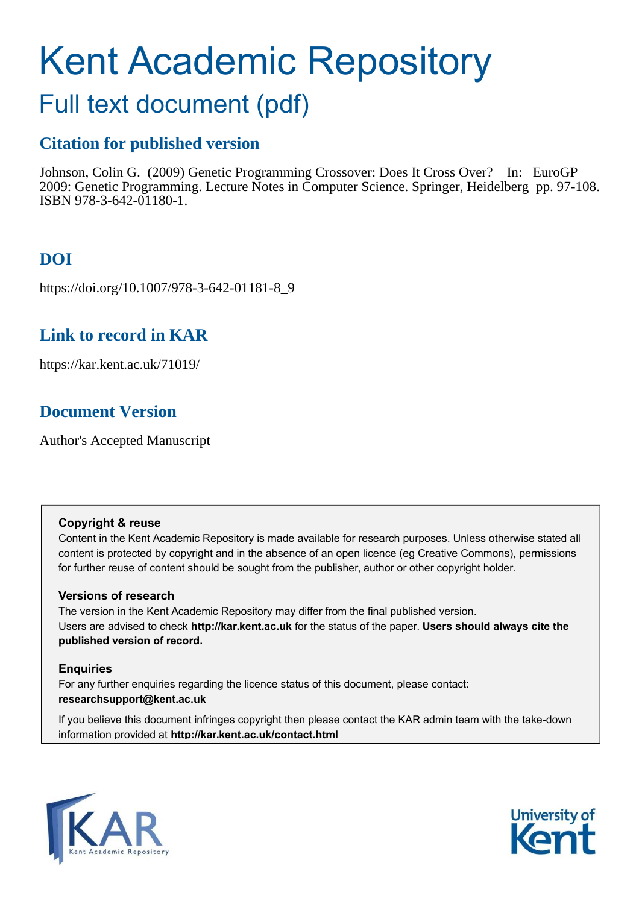# Kent Academic Repository

## Full text document (pdf)

## Citation for published version

Johnson, Colin G. (2009) Genetic Programming Crossover: Does It Cross Over? In: EuroGP 2009: Genetic Programming. Lecture Notes in Computer Science. Springer, Heidelberg pp. 97-108. ISBN 978-3-642-01180-1.

## DOI

https://doi.org/10.1007/978-3-642-01181-8_9

## Link to record in KAR

https://kar.kent.ac.uk/71019/

## Document Version

Author's Accepted Manuscript

**Copyright & reuse**

Content in the Kent Academic Repository is made available for research purposes. Unless otherwise stated all content is protected by copyright and in the absence of an open licence (eg Creative Commons), permissions for further reuse of content should be sought from the publisher, author or other copyright holder.

**Versions of research**

The version in the Kent Academic Repository may differ from the final published version. Users are advised to check **http://kar.kent.ac.uk** for the status of the paper. **Users should always cite the published version of record.**

**Enquiries**

For any further enquiries regarding the licence status of this document, please contact: **researchsupport@kent.ac.uk**

If you believe this document infringes copyright then please contact the KAR admin team with the take-down information provided at **http://kar.kent.ac.uk/contact.html**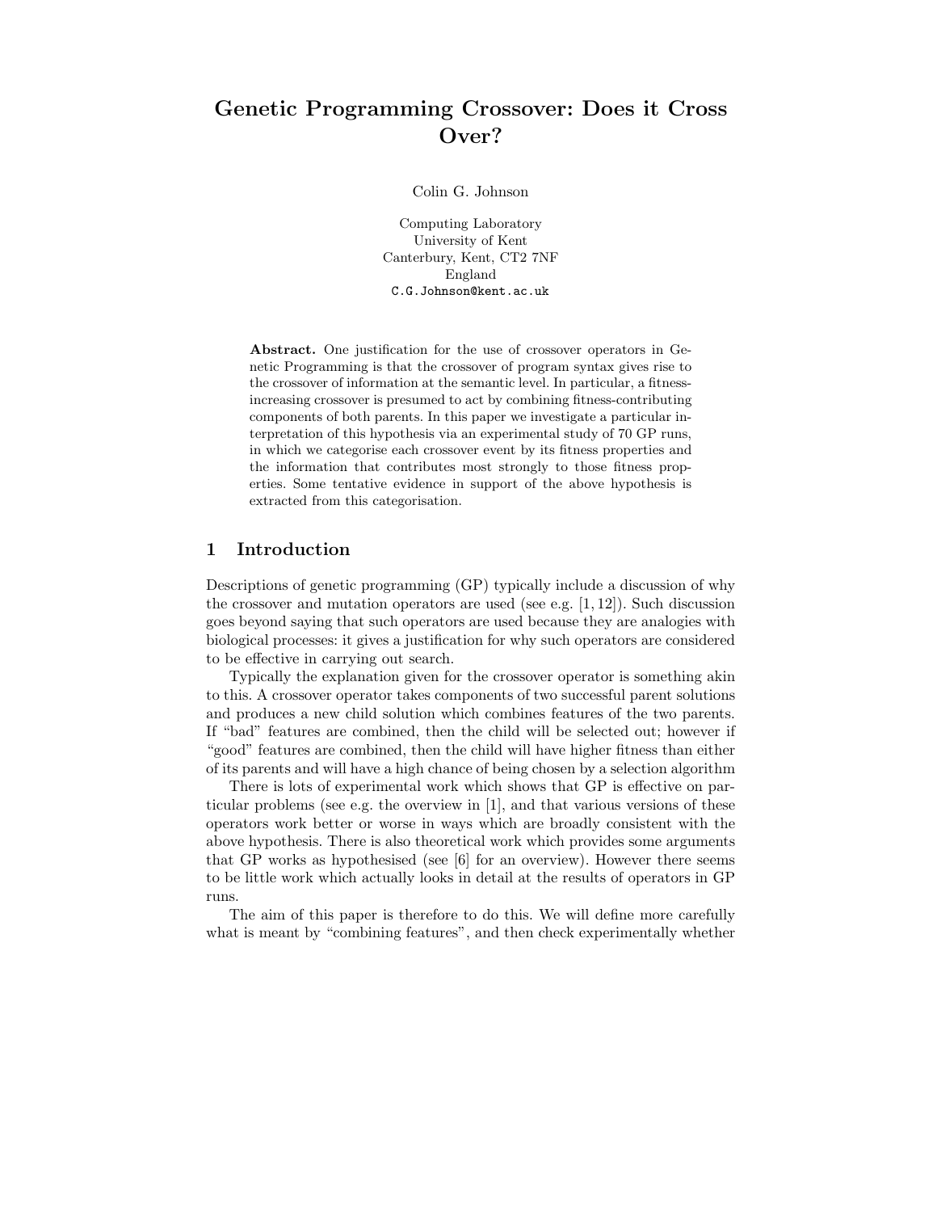# Genetic Programming Crossover: Does it Cross Over?

Colin G. Johnson

Computing Laboratory
University of Kent
Canterbury, Kent, CT2 7NF
England
C.G.Johnson@kent.ac.uk

**Abstract.** One justification for the use of crossover operators in Genetic Programming is that the crossover of program syntax gives rise to the crossover of information at the semantic level. In particular, a fitness-increasing crossover is presumed to act by combining fitness-contributing components of both parents. In this paper we investigate a particular interpretation of this hypothesis via an experimental study of 70 GP runs, in which we categorise each crossover event by its fitness properties and the information that contributes most strongly to those fitness properties. Some tentative evidence in support of the above hypothesis is extracted from this categorisation.

## 1 Introduction

Descriptions of genetic programming (GP) typically include a discussion of why the crossover and mutation operators are used (see e.g. [1, 12]). Such discussion goes beyond saying that such operators are used because they are analogies with biological processes: it gives a justification for why such operators are considered to be effective in carrying out search.

Typically the explanation given for the crossover operator is something akin to this. A crossover operator takes components of two successful parent solutions and produces a new child solution which combines features of the two parents. If "bad" features are combined, then the child will be selected out; however if "good" features are combined, then the child will have higher fitness than either of its parents and will have a high chance of being chosen by a selection algorithm

There is lots of experimental work which shows that GP is effective on particular problems (see e.g. the overview in [1], and that various versions of these operators work better or worse in ways which are broadly consistent with the above hypothesis. There is also theoretical work which provides some arguments that GP works as hypothesised (see [6] for an overview). However there seems to be little work which actually looks in detail at the results of operators in GP runs.

The aim of this paper is therefore to do this. We will define more carefully what is meant by "combining features", and then check experimentally whether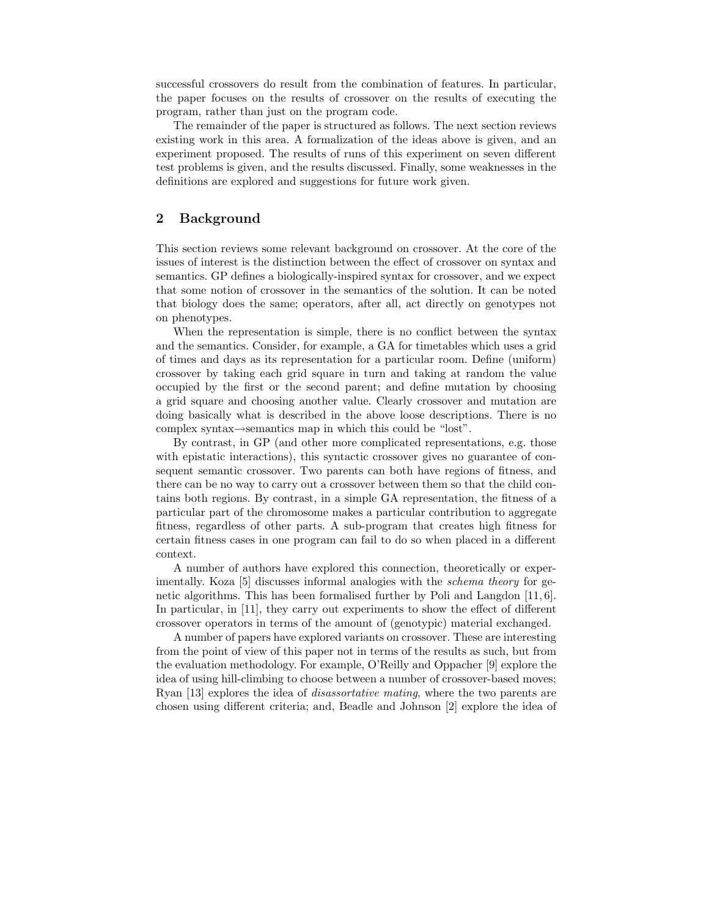successful crossovers do result from the combination of features. In particular, the paper focuses on the results of crossover on the results of executing the program, rather than just on the program code.

The remainder of the paper is structured as follows. The next section reviews existing work in this area. A formalization of the ideas above is given, and an experiment proposed. The results of runs of this experiment on seven different test problems is given, and the results discussed. Finally, some weaknesses in the definitions are explored and suggestions for future work given.

## 2 Background

This section reviews some relevant background on crossover. At the core of the issues of interest is the distinction between the effect of crossover on syntax and semantics. GP defines a biologically-inspired syntax for crossover, and we expect that some notion of crossover in the semantics of the solution. It can be noted that biology does the same; operators, after all, act directly on genotypes not on phenotypes.

When the representation is simple, there is no conflict between the syntax and the semantics. Consider, for example, a GA for timetables which uses a grid of times and days as its representation for a particular room. Define (uniform) crossover by taking each grid square in turn and taking at random the value occupied by the first or the second parent; and define mutation by choosing a grid square and choosing another value. Clearly crossover and mutation are doing basically what is described in the above loose descriptions. There is no complex syntax→semantics map in which this could be "lost".

By contrast, in GP (and other more complicated representations, e.g. those with epistatic interactions), this syntactic crossover gives no guarantee of consequent semantic crossover. Two parents can both have regions of fitness, and there can be no way to carry out a crossover between them so that the child contains both regions. By contrast, in a simple GA representation, the fitness of a particular part of the chromosome makes a particular contribution to aggregate fitness, regardless of other parts. A sub-program that creates high fitness for certain fitness cases in one program can fail to do so when placed in a different context.

A number of authors have explored this connection, theoretically or experimentally. Koza [5] discusses informal analogies with the *schema theory* for genetic algorithms. This has been formalised further by Poli and Langdon [11, 6]. In particular, in [11], they carry out experiments to show the effect of different crossover operators in terms of the amount of (genotypic) material exchanged.

A number of papers have explored variants on crossover. These are interesting from the point of view of this paper not in terms of the results as such, but from the evaluation methodology. For example, O'Reilly and Oppacher [9] explore the idea of using hill-climbing to choose between a number of crossover-based moves; Ryan [13] explores the idea of *disassortative mating*, where the two parents are chosen using different criteria; and, Beadle and Johnson [2] explore the idea of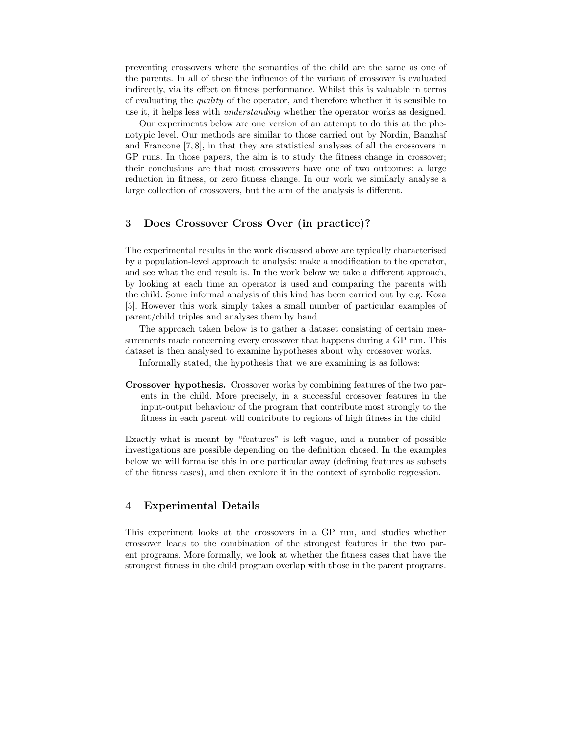preventing crossovers where the semantics of the child are the same as one of the parents. In all of these the influence of the variant of crossover is evaluated indirectly, via its effect on fitness performance. Whilst this is valuable in terms of evaluating the *quality* of the operator, and therefore whether it is sensible to use it, it helps less with *understanding* whether the operator works as designed.

Our experiments below are one version of an attempt to do this at the phenotypic level. Our methods are similar to those carried out by Nordin, Banzhaf and Francone [7, 8], in that they are statistical analyses of all the crossovers in GP runs. In those papers, the aim is to study the fitness change in crossover; their conclusions are that most crossovers have one of two outcomes: a large reduction in fitness, or zero fitness change. In our work we similarly analyse a large collection of crossovers, but the aim of the analysis is different.

## 3 Does Crossover Cross Over (in practice)?

The experimental results in the work discussed above are typically characterised by a population-level approach to analysis: make a modification to the operator, and see what the end result is. In the work below we take a different approach, by looking at each time an operator is used and comparing the parents with the child. Some informal analysis of this kind has been carried out by e.g. Koza [5]. However this work simply takes a small number of particular examples of parent/child triples and analyses them by hand.

The approach taken below is to gather a dataset consisting of certain measurements made concerning every crossover that happens during a GP run. This dataset is then analysed to examine hypotheses about why crossover works.

Informally stated, the hypothesis that we are examining is as follows:

**Crossover hypothesis.** Crossover works by combining features of the two parents in the child. More precisely, in a successful crossover features in the input-output behaviour of the program that contribute most strongly to the fitness in each parent will contribute to regions of high fitness in the child

Exactly what is meant by "features" is left vague, and a number of possible investigations are possible depending on the definition chosed. In the examples below we will formalise this in one particular away (defining features as subsets of the fitness cases), and then explore it in the context of symbolic regression.

## 4 Experimental Details

This experiment looks at the crossovers in a GP run, and studies whether crossover leads to the combination of the strongest features in the two parent programs. More formally, we look at whether the fitness cases that have the strongest fitness in the child program overlap with those in the parent programs.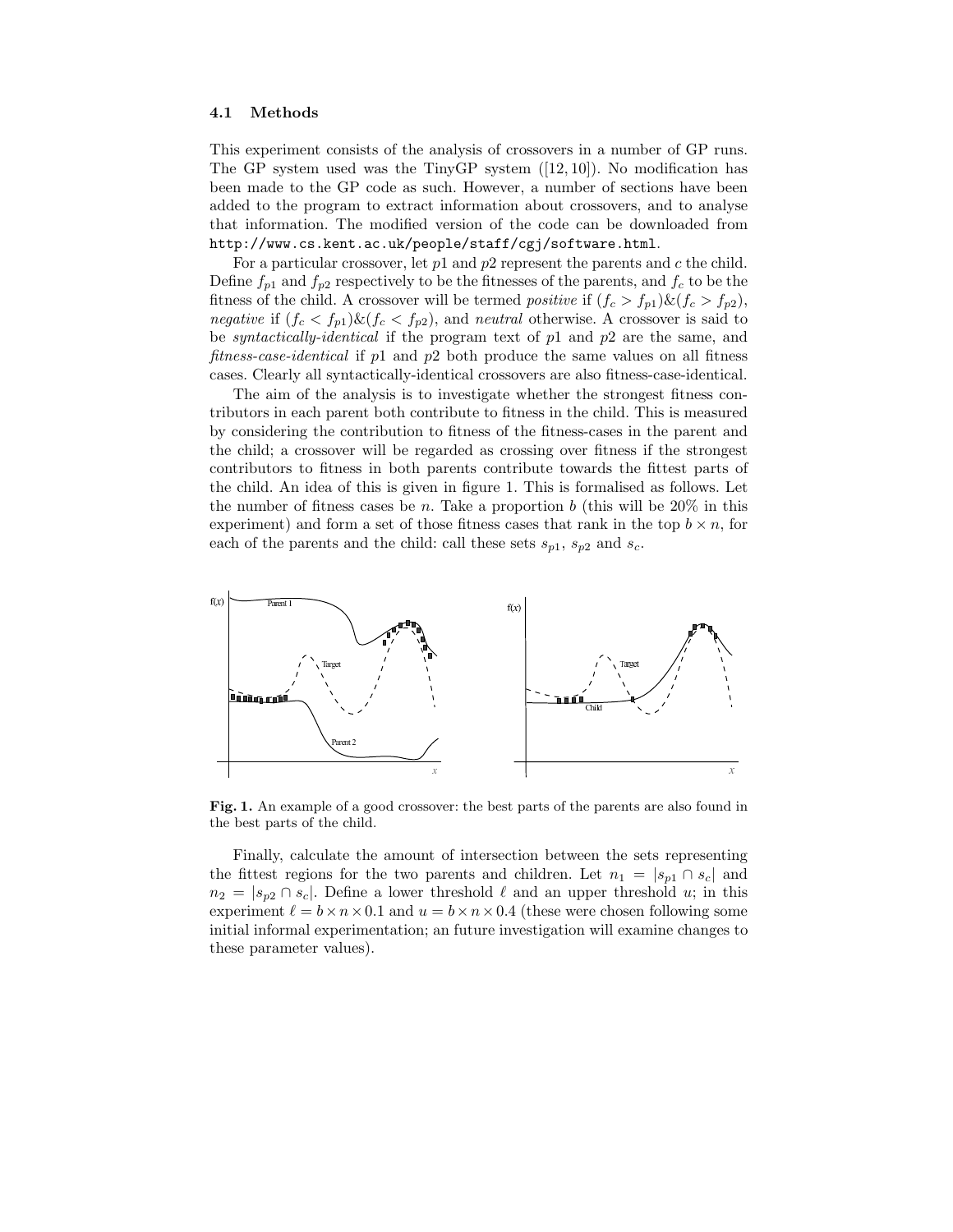### 4.1 Methods

This experiment consists of the analysis of crossovers in a number of GP runs. The GP system used was the TinyGP system ([12, 10]). No modification has been made to the GP code as such. However, a number of sections have been added to the program to extract information about crossovers, and to analyse that information. The modified version of the code can be downloaded from `http://www.cs.kent.ac.uk/people/staff/cgj/software.html`.

For a particular crossover, let $p1$ and $p2$ represent the parents and $c$ the child. Define $f_{p1}$ and $f_{p2}$ respectively to be the fitnesses of the parents, and $f_c$ to be the fitness of the child. A crossover will be termed *positive* if $(f_c > f_{p1}) \& (f_c > f_{p2})$, *negative* if $(f_c < f_{p1}) \& (f_c < f_{p2})$, and *neutral* otherwise. A crossover is said to be *syntactically-identical* if the program text of $p1$ and $p2$ are the same, and *fitness-case-identical* if $p1$ and $p2$ both produce the same values on all fitness cases. Clearly all syntactically-identical crossovers are also fitness-case-identical.

The aim of the analysis is to investigate whether the strongest fitness contributors in each parent both contribute to fitness in the child. This is measured by considering the contribution to fitness of the fitness-cases in the parent and the child; a crossover will be regarded as crossing over fitness if the strongest contributors to fitness in both parents contribute towards the fittest parts of the child. An idea of this is given in figure 1. This is formalised as follows. Let the number of fitness cases be $n$. Take a proportion $b$ (this will be 20% in this experiment) and form a set of those fitness cases that rank in the top $b \times n$, for each of the parents and the child: call these sets $s_{p1}$, $s_{p2}$ and $s_c$.

**Fig. 1.** An example of a good crossover: the best parts of the parents are also found in the best parts of the child.

Finally, calculate the amount of intersection between the sets representing the fittest regions for the two parents and children. Let $n_1 = |s_{p1} \cap s_c|$ and $n_2 = |s_{p2} \cap s_c|$. Define a lower threshold $\ell$ and an upper threshold $u$; in this experiment $\ell = b \times n \times 0.1$ and $u = b \times n \times 0.4$ (these were chosen following some initial informal experimentation; an future investigation will examine changes to these parameter values).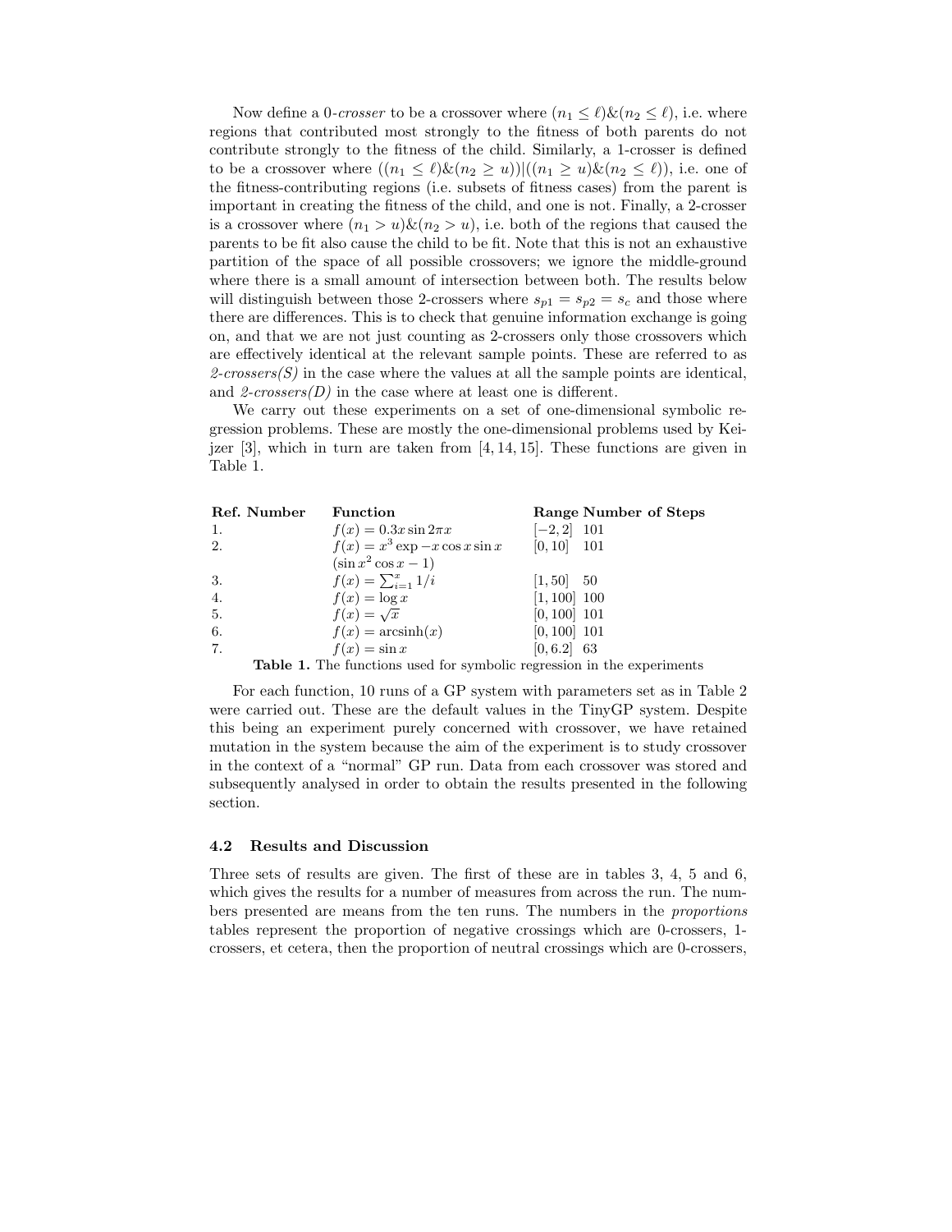Now define a 0-*crosser* to be a crossover where $(n_1 \leq \ell) \& (n_2 \leq \ell)$, i.e. where regions that contributed most strongly to the fitness of both parents do not contribute strongly to the fitness of the child. Similarly, a 1-crosser is defined to be a crossover where $((n_1 \leq \ell) \& (n_2 \geq u)) | ((n_1 \geq u) \& (n_2 \leq \ell))$, i.e. one of the fitness-contributing regions (i.e. subsets of fitness cases) from the parent is important in creating the fitness of the child, and one is not. Finally, a 2-crosser is a crossover where $(n_1 > u) \& (n_2 > u)$, i.e. both of the regions that caused the parents to be fit also cause the child to be fit. Note that this is not an exhaustive partition of the space of all possible crossovers; we ignore the middle-ground where there is a small amount of intersection between both. The results below will distinguish between those 2-crossers where $s_{p1} = s_{p2} = s_c$ and those where there are differences. This is to check that genuine information exchange is going on, and that we are not just counting as 2-crossers only those crossovers which are effectively identical at the relevant sample points. These are referred to as *2-crossers(S)* in the case where the values at all the sample points are identical, and *2-crossers(D)* in the case where at least one is different.

We carry out these experiments on a set of one-dimensional symbolic regression problems. These are mostly the one-dimensional problems used by Keijzer [3], which in turn are taken from [4, 14, 15]. These functions are given in Table 1.

| Ref. Number | Function | Range | Number of Steps |
|---|---|---|---|
| 1. | $f(x) = 0.3x \sin 2\pi x$ | $[-2, 2]$ | 101 |
| 2. | $f(x) = x^3 \exp -x \cos x \sin x$ $(\sin x^2 \cos x - 1)$ | $[0, 10]$ | 101 |
| 3. | $f(x) = \sum_{i=1}^{x} 1/i$ | $[1, 50]$ | 50 |
| 4. | $f(x) = \log x$ | $[1, 100]$ | 100 |
| 5. | $f(x) = \sqrt{x}$ | $[0, 100]$ | 101 |
| 6. | $f(x) = \text{arcsinh}(x)$ | $[0, 100]$ | 101 |
| 7. | $f(x) = \sin x$ | $[0, 6.2]$ | 63 |

**Table 1.** The functions used for symbolic regression in the experiments

For each function, 10 runs of a GP system with parameters set as in Table 2 were carried out. These are the default values in the TinyGP system. Despite this being an experiment purely concerned with crossover, we have retained mutation in the system because the aim of the experiment is to study crossover in the context of a "normal" GP run. Data from each crossover was stored and subsequently analysed in order to obtain the results presented in the following section.

### 4.2 Results and Discussion

Three sets of results are given. The first of these are in tables 3, 4, 5 and 6, which gives the results for a number of measures from across the run. The numbers presented are means from the ten runs. The numbers in the *proportions* tables represent the proportion of negative crossings which are 0-crossers, 1-crossers, et cetera, then the proportion of neutral crossings which are 0-crossers,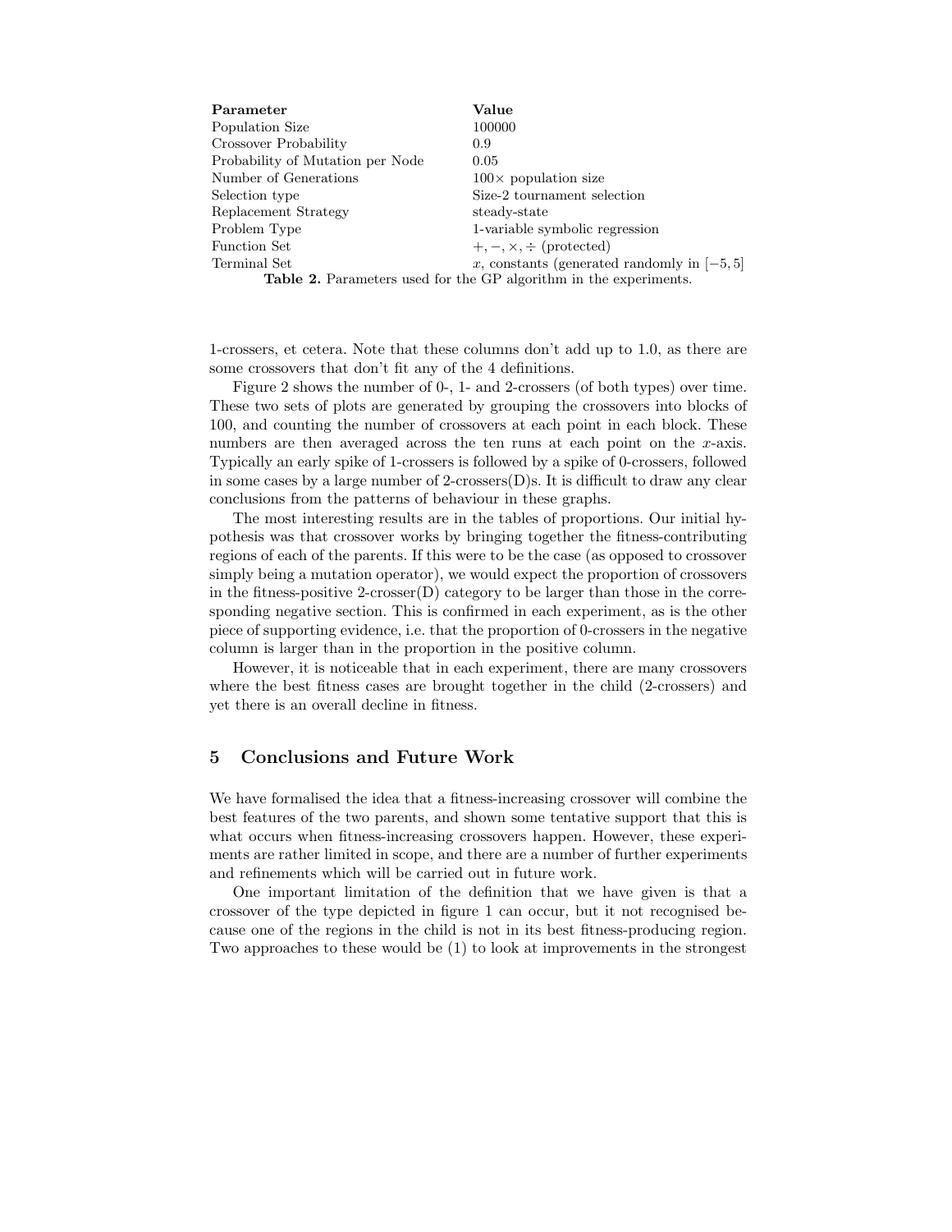| Parameter | Value |
| --- | --- |
| Population Size | 100000 |
| Crossover Probability | 0.9 |
| Probability of Mutation per Node | 0.05 |
| Number of Generations | 100× population size |
| Selection type | Size-2 tournament selection |
| Replacement Strategy | steady-state |
| Problem Type | 1-variable symbolic regression |
| Function Set | $+, -, \times, \div$ (protected) |
| Terminal Set | $x$, constants (generated randomly in $[-5, 5]$ |

**Table 2.** Parameters used for the GP algorithm in the experiments.

1-crossers, et cetera. Note that these columns don't add up to 1.0, as there are some crossovers that don't fit any of the 4 definitions.

Figure 2 shows the number of 0-, 1- and 2-crossers (of both types) over time. These two sets of plots are generated by grouping the crossovers into blocks of 100, and counting the number of crossovers at each point in each block. These numbers are then averaged across the ten runs at each point on the $x$-axis. Typically an early spike of 1-crossers is followed by a spike of 0-crossers, followed in some cases by a large number of 2-crossers(D)s. It is difficult to draw any clear conclusions from the patterns of behaviour in these graphs.

The most interesting results are in the tables of proportions. Our initial hypothesis was that crossover works by bringing together the fitness-contributing regions of each of the parents. If this were to be the case (as opposed to crossover simply being a mutation operator), we would expect the proportion of crossovers in the fitness-positive 2-crosser(D) category to be larger than those in the corresponding negative section. This is confirmed in each experiment, as is the other piece of supporting evidence, i.e. that the proportion of 0-crossers in the negative column is larger than in the proportion in the positive column.

However, it is noticeable that in each experiment, there are many crossovers where the best fitness cases are brought together in the child (2-crossers) and yet there is an overall decline in fitness.

## 5 Conclusions and Future Work

We have formalised the idea that a fitness-increasing crossover will combine the best features of the two parents, and shown some tentative support that this is what occurs when fitness-increasing crossovers happen. However, these experiments are rather limited in scope, and there are a number of further experiments and refinements which will be carried out in future work.

One important limitation of the definition that we have given is that a crossover of the type depicted in figure 1 can occur, but it not recognised because one of the regions in the child is not in its best fitness-producing region. Two approaches to these would be (1) to look at improvements in the strongest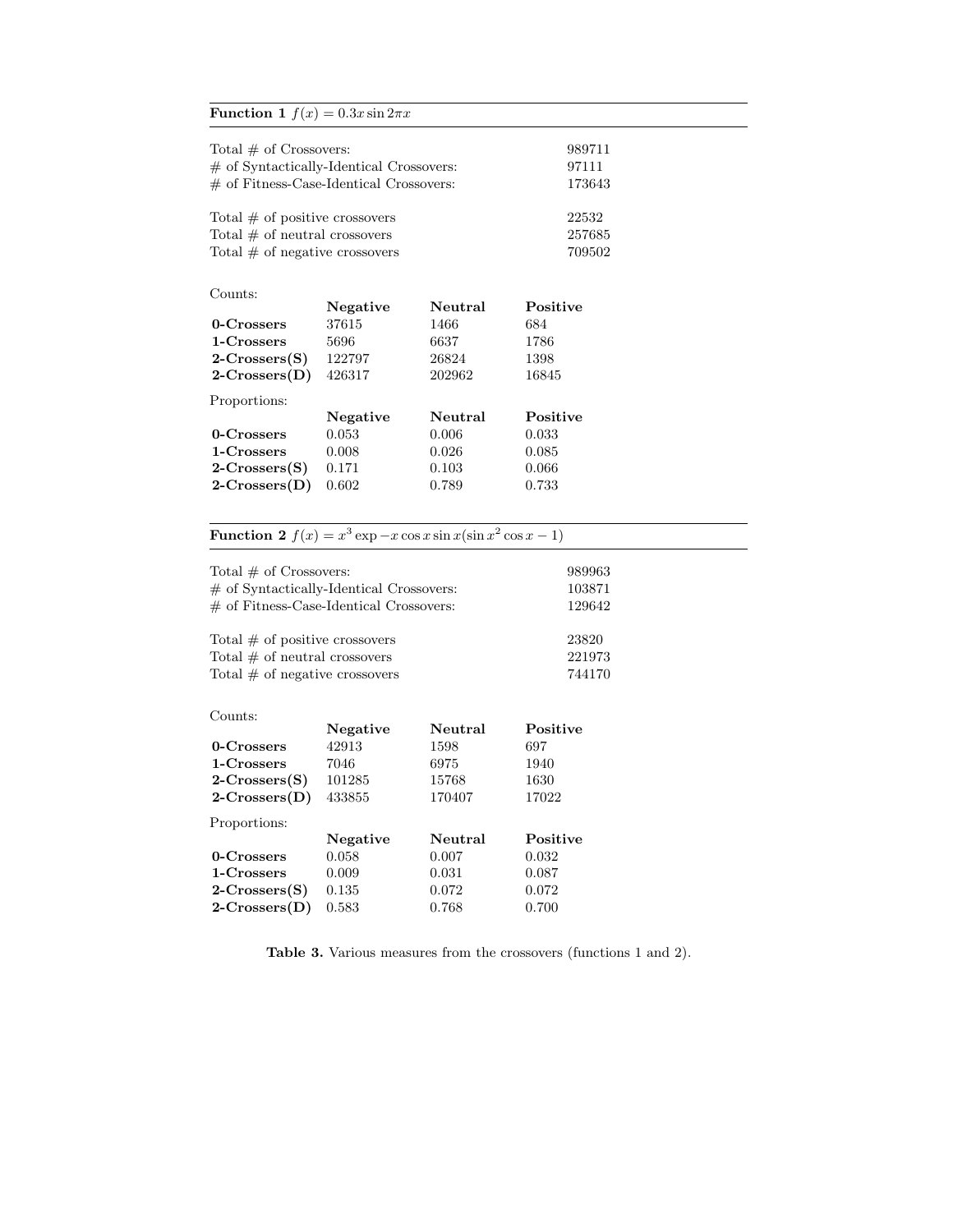**Function 1** $f(x) = 0.3x \sin 2\pi x$

| | |
|---|---|
| Total # of Crossovers: | 989711 |
| # of Syntactically-Identical Crossovers: | 97111 |
| # of Fitness-Case-Identical Crossovers: | 173643 |
| Total # of positive crossovers | 22532 |
| Total # of neutral crossovers | 257685 |
| Total # of negative crossovers | 709502 |

Counts:

| | **Negative** | **Neutral** | **Positive** |
|---|---|---|---|
| **0-Crossers** | 37615 | 1466 | 684 |
| **1-Crossers** | 5696 | 6637 | 1786 |
| **2-Crossers(S)** | 122797 | 26824 | 1398 |
| **2-Crossers(D)** | 426317 | 202962 | 16845 |

Proportions:

| | **Negative** | **Neutral** | **Positive** |
|---|---|---|---|
| **0-Crossers** | 0.053 | 0.006 | 0.033 |
| **1-Crossers** | 0.008 | 0.026 | 0.085 |
| **2-Crossers(S)** | 0.171 | 0.103 | 0.066 |
| **2-Crossers(D)** | 0.602 | 0.789 | 0.733 |

**Function 2** $f(x) = x^3 \exp -x \cos x \sin x (\sin x^2 \cos x - 1)$

| | |
|---|---|
| Total # of Crossovers: | 989963 |
| # of Syntactically-Identical Crossovers: | 103871 |
| # of Fitness-Case-Identical Crossovers: | 129642 |
| Total # of positive crossovers | 23820 |
| Total # of neutral crossovers | 221973 |
| Total # of negative crossovers | 744170 |

Counts:

| | **Negative** | **Neutral** | **Positive** |
|---|---|---|---|
| **0-Crossers** | 42913 | 1598 | 697 |
| **1-Crossers** | 7046 | 6975 | 1940 |
| **2-Crossers(S)** | 101285 | 15768 | 1630 |
| **2-Crossers(D)** | 433855 | 170407 | 17022 |

Proportions:

| | **Negative** | **Neutral** | **Positive** |
|---|---|---|---|
| **0-Crossers** | 0.058 | 0.007 | 0.032 |
| **1-Crossers** | 0.009 | 0.031 | 0.087 |
| **2-Crossers(S)** | 0.135 | 0.072 | 0.072 |
| **2-Crossers(D)** | 0.583 | 0.768 | 0.700 |

**Table 3.** Various measures from the crossovers (functions 1 and 2).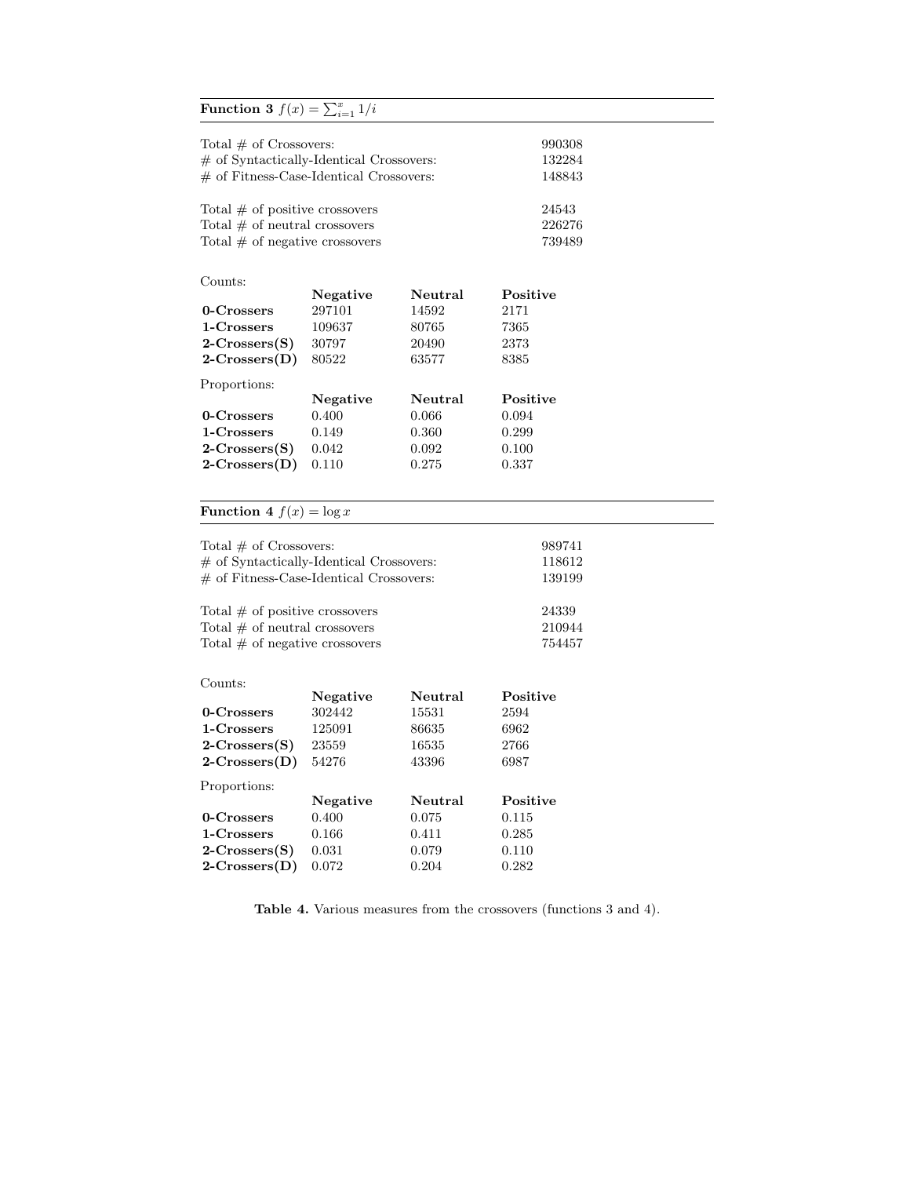**Function 3** $f(x) = \sum_{i=1}^{x} 1/i$

| | |
|---|---|
| Total # of Crossovers: | 990308 |
| # of Syntactically-Identical Crossovers: | 132284 |
| # of Fitness-Case-Identical Crossovers: | 148843 |
| Total # of positive crossovers | 24543 |
| Total # of neutral crossovers | 226276 |
| Total # of negative crossovers | 739489 |

Counts:

| | **Negative** | **Neutral** | **Positive** |
|---|---|---|---|
| **0-Crossers** | 297101 | 14592 | 2171 |
| **1-Crossers** | 109637 | 80765 | 7365 |
| **2-Crossers(S)** | 30797 | 20490 | 2373 |
| **2-Crossers(D)** | 80522 | 63577 | 8385 |

Proportions:

| | **Negative** | **Neutral** | **Positive** |
|---|---|---|---|
| **0-Crossers** | 0.400 | 0.066 | 0.094 |
| **1-Crossers** | 0.149 | 0.360 | 0.299 |
| **2-Crossers(S)** | 0.042 | 0.092 | 0.100 |
| **2-Crossers(D)** | 0.110 | 0.275 | 0.337 |

**Function 4** $f(x) = \log x$

| | |
|---|---|
| Total # of Crossovers: | 989741 |
| # of Syntactically-Identical Crossovers: | 118612 |
| # of Fitness-Case-Identical Crossovers: | 139199 |
| Total # of positive crossovers | 24339 |
| Total # of neutral crossovers | 210944 |
| Total # of negative crossovers | 754457 |

Counts:

| | **Negative** | **Neutral** | **Positive** |
|---|---|---|---|
| **0-Crossers** | 302442 | 15531 | 2594 |
| **1-Crossers** | 125091 | 86635 | 6962 |
| **2-Crossers(S)** | 23559 | 16535 | 2766 |
| **2-Crossers(D)** | 54276 | 43396 | 6987 |

Proportions:

| | **Negative** | **Neutral** | **Positive** |
|---|---|---|---|
| **0-Crossers** | 0.400 | 0.075 | 0.115 |
| **1-Crossers** | 0.166 | 0.411 | 0.285 |
| **2-Crossers(S)** | 0.031 | 0.079 | 0.110 |
| **2-Crossers(D)** | 0.072 | 0.204 | 0.282 |

**Table 4.** Various measures from the crossovers (functions 3 and 4).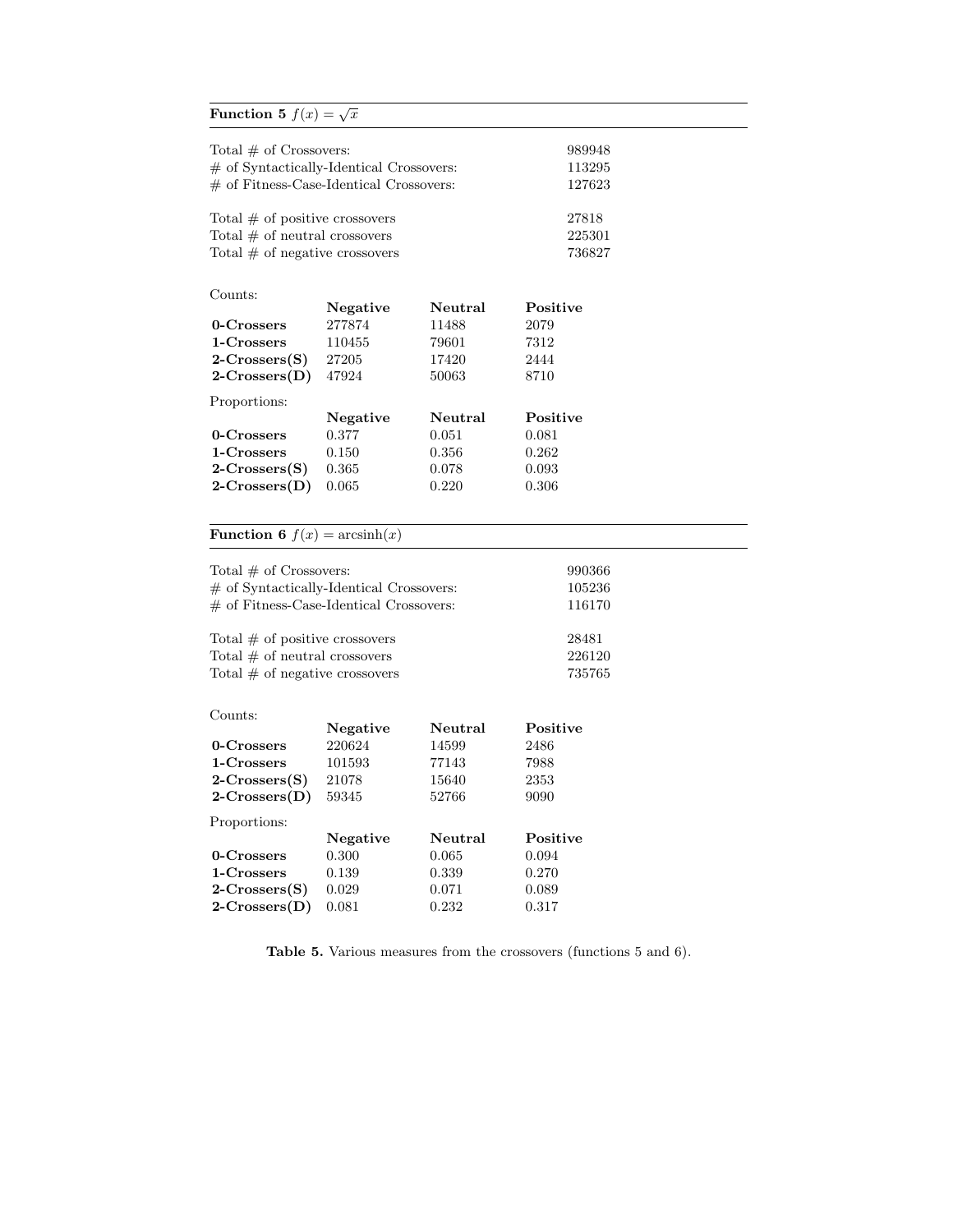**Function 5** $f(x) = \sqrt{x}$

| | |
|---|---|
| Total # of Crossovers: | 989948 |
| # of Syntactically-Identical Crossovers: | 113295 |
| # of Fitness-Case-Identical Crossovers: | 127623 |
| Total # of positive crossovers | 27818 |
| Total # of neutral crossovers | 225301 |
| Total # of negative crossovers | 736827 |

Counts:

| | **Negative** | **Neutral** | **Positive** |
|---|---|---|---|
| **0-Crossers** | 277874 | 11488 | 2079 |
| **1-Crossers** | 110455 | 79601 | 7312 |
| **2-Crossers(S)** | 27205 | 17420 | 2444 |
| **2-Crossers(D)** | 47924 | 50063 | 8710 |

Proportions:

| | **Negative** | **Neutral** | **Positive** |
|---|---|---|---|
| **0-Crossers** | 0.377 | 0.051 | 0.081 |
| **1-Crossers** | 0.150 | 0.356 | 0.262 |
| **2-Crossers(S)** | 0.365 | 0.078 | 0.093 |
| **2-Crossers(D)** | 0.065 | 0.220 | 0.306 |

**Function 6** $f(x) = \text{arcsinh}(x)$

| | |
|---|---|
| Total # of Crossovers: | 990366 |
| # of Syntactically-Identical Crossovers: | 105236 |
| # of Fitness-Case-Identical Crossovers: | 116170 |
| Total # of positive crossovers | 28481 |
| Total # of neutral crossovers | 226120 |
| Total # of negative crossovers | 735765 |

Counts:

| | **Negative** | **Neutral** | **Positive** |
|---|---|---|---|
| **0-Crossers** | 220624 | 14599 | 2486 |
| **1-Crossers** | 101593 | 77143 | 7988 |
| **2-Crossers(S)** | 21078 | 15640 | 2353 |
| **2-Crossers(D)** | 59345 | 52766 | 9090 |

Proportions:

| | **Negative** | **Neutral** | **Positive** |
|---|---|---|---|
| **0-Crossers** | 0.300 | 0.065 | 0.094 |
| **1-Crossers** | 0.139 | 0.339 | 0.270 |
| **2-Crossers(S)** | 0.029 | 0.071 | 0.089 |
| **2-Crossers(D)** | 0.081 | 0.232 | 0.317 |

**Table 5.** Various measures from the crossovers (functions 5 and 6).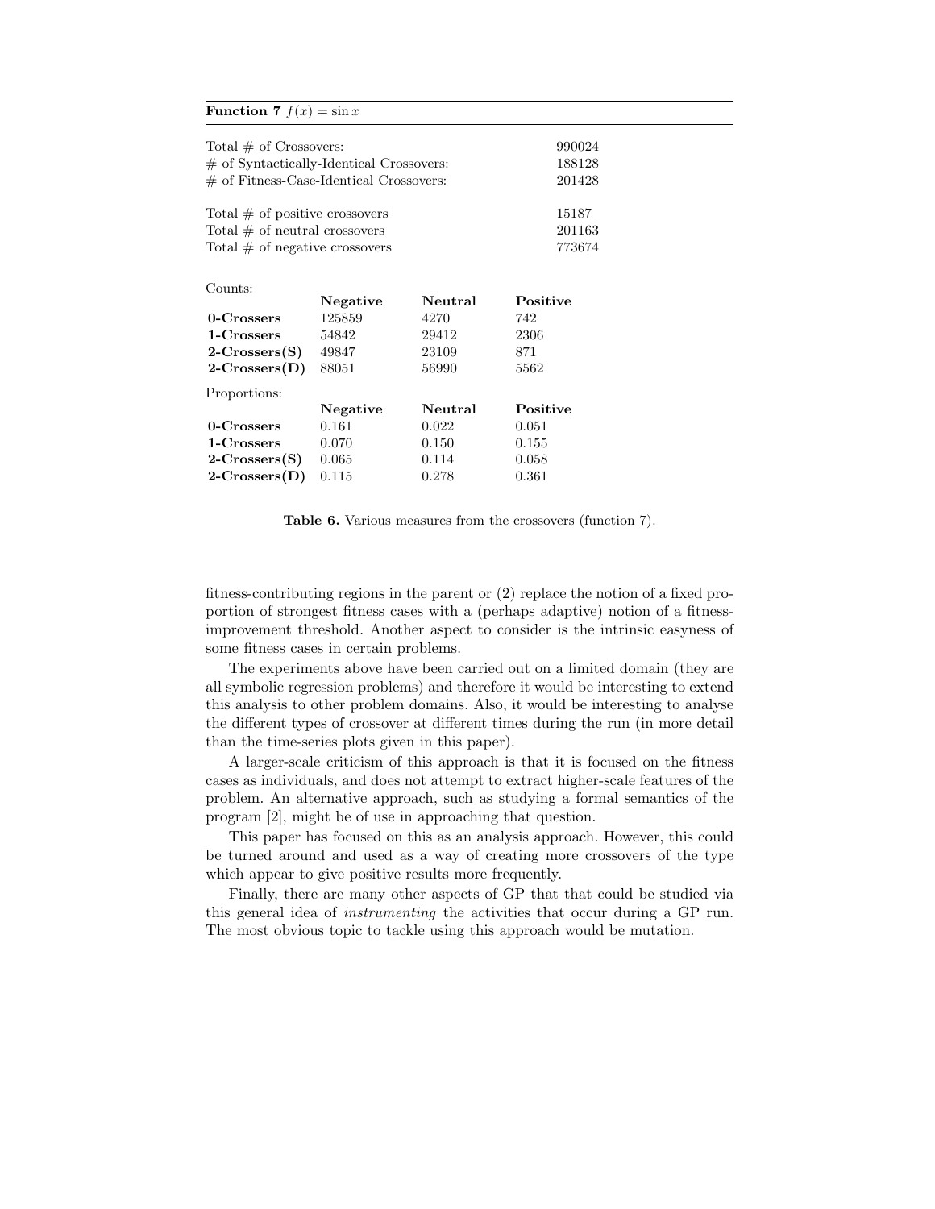**Function 7** $f(x) = \sin x$

| | |
|---|---|
| Total # of Crossovers: | 990024 |
| # of Syntactically-Identical Crossovers: | 188128 |
| # of Fitness-Case-Identical Crossovers: | 201428 |
| Total # of positive crossovers | 15187 |
| Total # of neutral crossovers | 201163 |
| Total # of negative crossovers | 773674 |

Counts:

| | **Negative** | **Neutral** | **Positive** |
|---|---|---|---|
| **0-Crossers** | 125859 | 4270 | 742 |
| **1-Crossers** | 54842 | 29412 | 2306 |
| **2-Crossers(S)** | 49847 | 23109 | 871 |
| **2-Crossers(D)** | 88051 | 56990 | 5562 |

Proportions:

| | **Negative** | **Neutral** | **Positive** |
|---|---|---|---|
| **0-Crossers** | 0.161 | 0.022 | 0.051 |
| **1-Crossers** | 0.070 | 0.150 | 0.155 |
| **2-Crossers(S)** | 0.065 | 0.114 | 0.058 |
| **2-Crossers(D)** | 0.115 | 0.278 | 0.361 |

**Table 6.** Various measures from the crossovers (function 7).

fitness-contributing regions in the parent or (2) replace the notion of a fixed proportion of strongest fitness cases with a (perhaps adaptive) notion of a fitness-improvement threshold. Another aspect to consider is the intrinsic easyness of some fitness cases in certain problems.

The experiments above have been carried out on a limited domain (they are all symbolic regression problems) and therefore it would be interesting to extend this analysis to other problem domains. Also, it would be interesting to analyse the different types of crossover at different times during the run (in more detail than the time-series plots given in this paper).

A larger-scale criticism of this approach is that it is focused on the fitness cases as individuals, and does not attempt to extract higher-scale features of the problem. An alternative approach, such as studying a formal semantics of the program [2], might be of use in approaching that question.

This paper has focused on this as an analysis approach. However, this could be turned around and used as a way of creating more crossovers of the type which appear to give positive results more frequently.

Finally, there are many other aspects of GP that that could be studied via this general idea of *instrumenting* the activities that occur during a GP run. The most obvious topic to tackle using this approach would be mutation.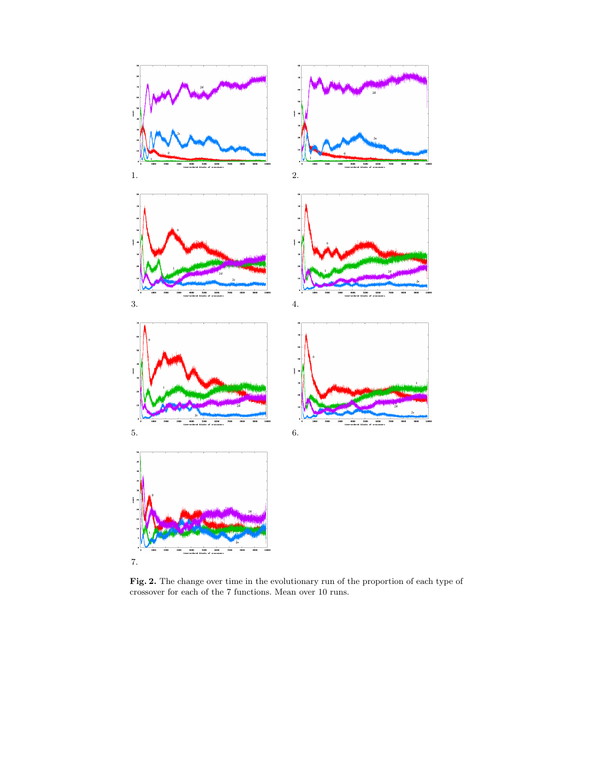1.

2.

3.

4.

5.

6.

7.

**Fig. 2.** The change over time in the evolutionary run of the proportion of each type of crossover for each of the 7 functions. Mean over 10 runs.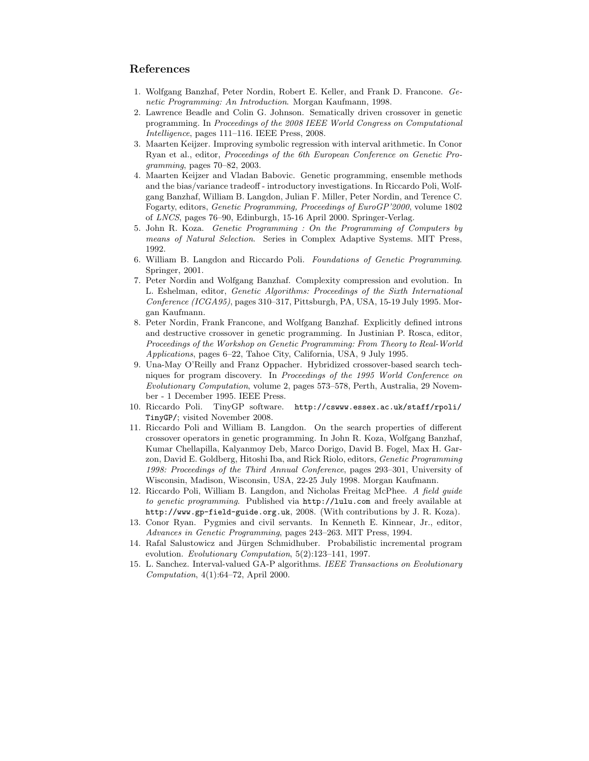## References

1. Wolfgang Banzhaf, Peter Nordin, Robert E. Keller, and Frank D. Francone. *Genetic Programming: An Introduction*. Morgan Kaufmann, 1998.
2. Lawrence Beadle and Colin G. Johnson. Sematically driven crossover in genetic programming. In *Proceedings of the 2008 IEEE World Congress on Computational Intelligence*, pages 111–116. IEEE Press, 2008.
3. Maarten Keijzer. Improving symbolic regression with interval arithmetic. In Conor Ryan et al., editor, *Proceedings of the 6th European Conference on Genetic Programming*, pages 70–82, 2003.
4. Maarten Keijzer and Vladan Babovic. Genetic programming, ensemble methods and the bias/variance tradeoff - introductory investigations. In Riccardo Poli, Wolfgang Banzhaf, William B. Langdon, Julian F. Miller, Peter Nordin, and Terence C. Fogarty, editors, *Genetic Programming, Proceedings of EuroGP'2000*, volume 1802 of *LNCS*, pages 76–90, Edinburgh, 15-16 April 2000. Springer-Verlag.
5. John R. Koza. *Genetic Programming : On the Programming of Computers by means of Natural Selection*. Series in Complex Adaptive Systems. MIT Press, 1992.
6. William B. Langdon and Riccardo Poli. *Foundations of Genetic Programming*. Springer, 2001.
7. Peter Nordin and Wolfgang Banzhaf. Complexity compression and evolution. In L. Eshelman, editor, *Genetic Algorithms: Proceedings of the Sixth International Conference (ICGA95)*, pages 310–317, Pittsburgh, PA, USA, 15-19 July 1995. Morgan Kaufmann.
8. Peter Nordin, Frank Francone, and Wolfgang Banzhaf. Explicitly defined introns and destructive crossover in genetic programming. In Justinian P. Rosca, editor, *Proceedings of the Workshop on Genetic Programming: From Theory to Real-World Applications*, pages 6–22, Tahoe City, California, USA, 9 July 1995.
9. Una-May O'Reilly and Franz Oppacher. Hybridized crossover-based search techniques for program discovery. In *Proceedings of the 1995 World Conference on Evolutionary Computation*, volume 2, pages 573–578, Perth, Australia, 29 November - 1 December 1995. IEEE Press.
10. Riccardo Poli. TinyGP software. `http://cswww.essex.ac.uk/staff/rpoli/TinyGP/`; visited November 2008.
11. Riccardo Poli and William B. Langdon. On the search properties of different crossover operators in genetic programming. In John R. Koza, Wolfgang Banzhaf, Kumar Chellapilla, Kalyanmoy Deb, Marco Dorigo, David B. Fogel, Max H. Garzon, David E. Goldberg, Hitoshi Iba, and Rick Riolo, editors, *Genetic Programming 1998: Proceedings of the Third Annual Conference*, pages 293–301, University of Wisconsin, Madison, Wisconsin, USA, 22-25 July 1998. Morgan Kaufmann.
12. Riccardo Poli, William B. Langdon, and Nicholas Freitag McPhee. *A field guide to genetic programming*. Published via `http://lulu.com` and freely available at `http://www.gp-field-guide.org.uk`, 2008. (With contributions by J. R. Koza).
13. Conor Ryan. Pygmies and civil servants. In Kenneth E. Kinnear, Jr., editor, *Advances in Genetic Programming*, pages 243–263. MIT Press, 1994.
14. Rafal Salustowicz and Jürgen Schmidhuber. Probabilistic incremental program evolution. *Evolutionary Computation*, 5(2):123–141, 1997.
15. L. Sanchez. Interval-valued GA-P algorithms. *IEEE Transactions on Evolutionary Computation*, 4(1):64–72, April 2000.